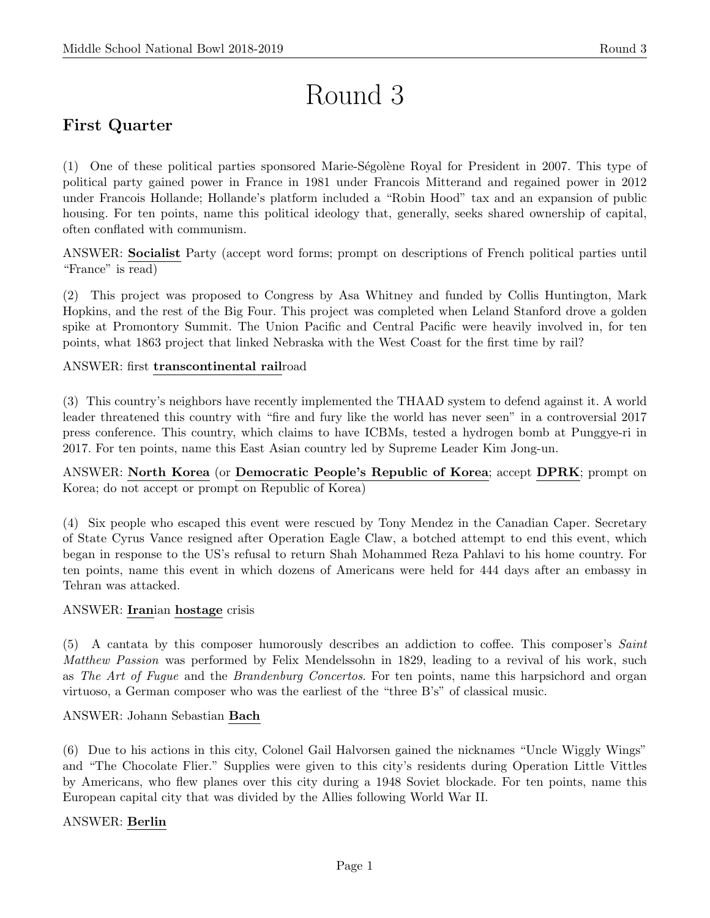# Round 3

## First Quarter

(1) One of these political parties sponsored Marie-Ségolène Royal for President in 2007. This type of political party gained power in France in 1981 under Francois Mitterand and regained power in 2012 under Francois Hollande; Hollande's platform included a "Robin Hood" tax and an expansion of public housing. For ten points, name this political ideology that, generally, seeks shared ownership of capital, often conflated with communism.

ANSWER: **Socialist** Party (accept word forms; prompt on descriptions of French political parties until "France" is read)

(2) This project was proposed to Congress by Asa Whitney and funded by Collis Huntington, Mark Hopkins, and the rest of the Big Four. This project was completed when Leland Stanford drove a golden spike at Promontory Summit. The Union Pacific and Central Pacific were heavily involved in, for ten points, what 1863 project that linked Nebraska with the West Coast for the first time by rail?

ANSWER: first **transcontinental rail**road

(3) This country's neighbors have recently implemented the THAAD system to defend against it. A world leader threatened this country with "fire and fury like the world has never seen" in a controversial 2017 press conference. This country, which claims to have ICBMs, tested a hydrogen bomb at Punggye-ri in 2017. For ten points, name this East Asian country led by Supreme Leader Kim Jong-un.

ANSWER: **North Korea** (or **Democratic People's Republic of Korea**; accept **DPRK**; prompt on Korea; do not accept or prompt on Republic of Korea)

(4) Six people who escaped this event were rescued by Tony Mendez in the Canadian Caper. Secretary of State Cyrus Vance resigned after Operation Eagle Claw, a botched attempt to end this event, which began in response to the US's refusal to return Shah Mohammed Reza Pahlavi to his home country. For ten points, name this event in which dozens of Americans were held for 444 days after an embassy in Tehran was attacked.

ANSWER: **Iran**ian **hostage** crisis

(5) A cantata by this composer humorously describes an addiction to coffee. This composer's *Saint Matthew Passion* was performed by Felix Mendelssohn in 1829, leading to a revival of his work, such as *The Art of Fugue* and the *Brandenburg Concertos*. For ten points, name this harpsichord and organ virtuoso, a German composer who was the earliest of the "three B's" of classical music.

ANSWER: Johann Sebastian **Bach**

(6) Due to his actions in this city, Colonel Gail Halvorsen gained the nicknames "Uncle Wiggly Wings" and "The Chocolate Flier." Supplies were given to this city's residents during Operation Little Vittles by Americans, who flew planes over this city during a 1948 Soviet blockade. For ten points, name this European capital city that was divided by the Allies following World War II.

ANSWER: **Berlin**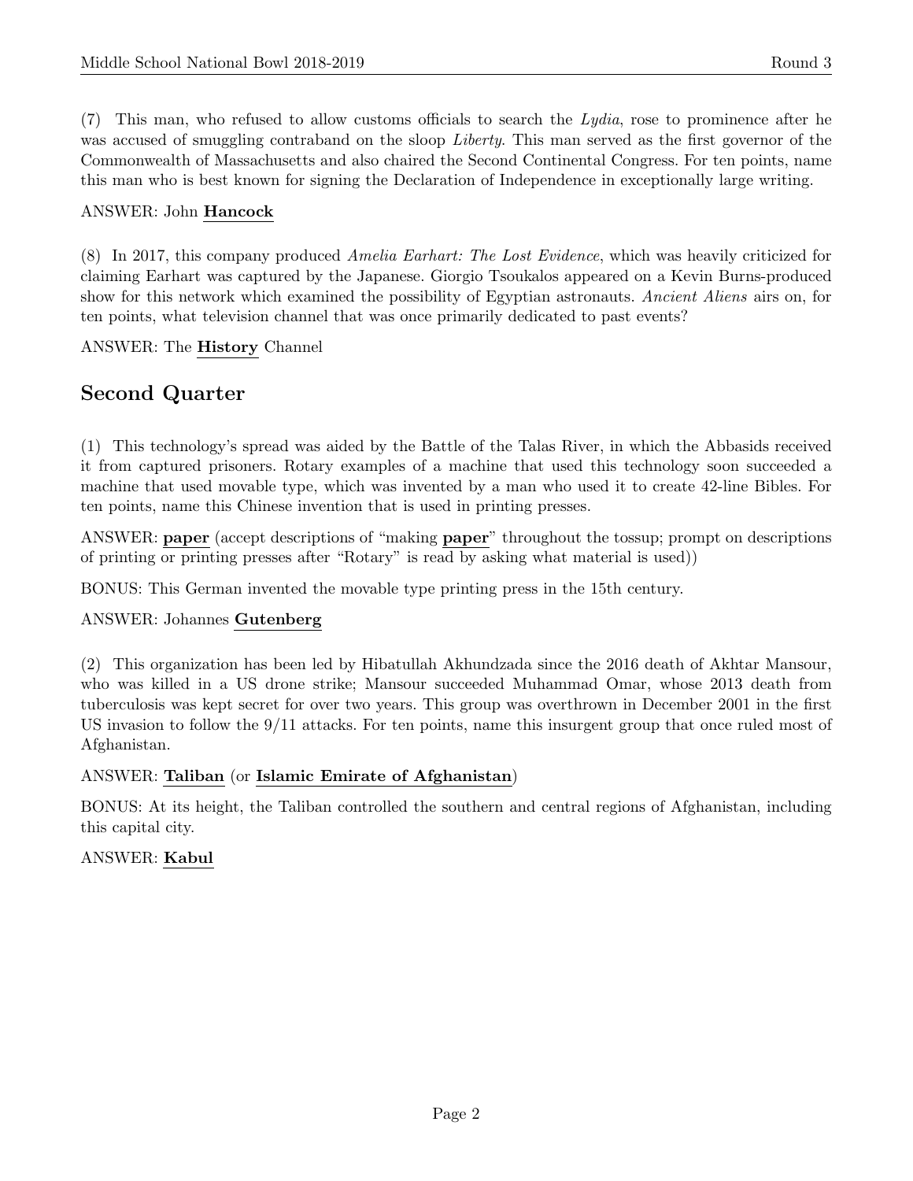(7) This man, who refused to allow customs officials to search the *Lydia*, rose to prominence after he was accused of smuggling contraband on the sloop *Liberty*. This man served as the first governor of the Commonwealth of Massachusetts and also chaired the Second Continental Congress. For ten points, name this man who is best known for signing the Declaration of Independence in exceptionally large writing.

ANSWER: John **Hancock**

(8) In 2017, this company produced *Amelia Earhart: The Lost Evidence*, which was heavily criticized for claiming Earhart was captured by the Japanese. Giorgio Tsoukalos appeared on a Kevin Burns-produced show for this network which examined the possibility of Egyptian astronauts. *Ancient Aliens* airs on, for ten points, what television channel that was once primarily dedicated to past events?

ANSWER: The **History** Channel

## Second Quarter

(1) This technology's spread was aided by the Battle of the Talas River, in which the Abbasids received it from captured prisoners. Rotary examples of a machine that used this technology soon succeeded a machine that used movable type, which was invented by a man who used it to create 42-line Bibles. For ten points, name this Chinese invention that is used in printing presses.

ANSWER: **paper** (accept descriptions of "making **paper**" throughout the tossup; prompt on descriptions of printing or printing presses after "Rotary" is read by asking what material is used))

BONUS: This German invented the movable type printing press in the 15th century.

ANSWER: Johannes **Gutenberg**

(2) This organization has been led by Hibatullah Akhundzada since the 2016 death of Akhtar Mansour, who was killed in a US drone strike; Mansour succeeded Muhammad Omar, whose 2013 death from tuberculosis was kept secret for over two years. This group was overthrown in December 2001 in the first US invasion to follow the 9/11 attacks. For ten points, name this insurgent group that once ruled most of Afghanistan.

ANSWER: **Taliban** (or **Islamic Emirate of Afghanistan**)

BONUS: At its height, the Taliban controlled the southern and central regions of Afghanistan, including this capital city.

ANSWER: **Kabul**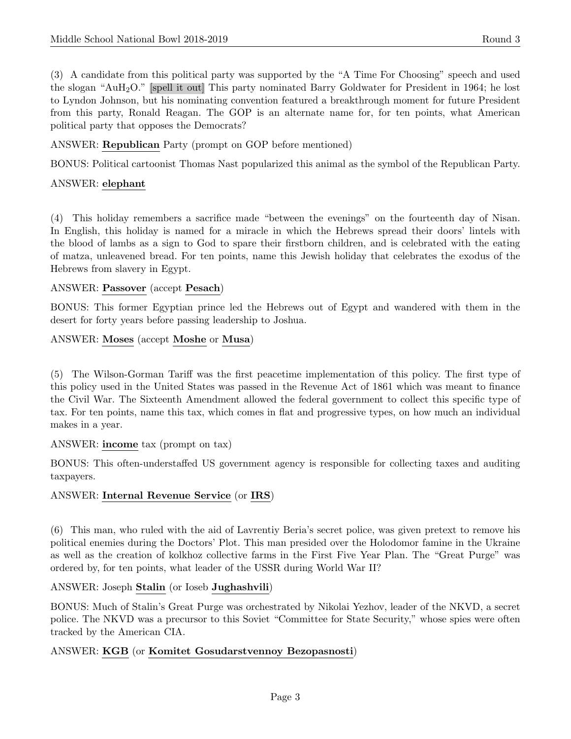(3) A candidate from this political party was supported by the "A Time For Choosing" speech and used the slogan "Au$H_2$O." [spell it out] This party nominated Barry Goldwater for President in 1964; he lost to Lyndon Johnson, but his nominating convention featured a breakthrough moment for future President from this party, Ronald Reagan. The GOP is an alternate name for, for ten points, what American political party that opposes the Democrats?

ANSWER: **Republican** Party (prompt on GOP before mentioned)

BONUS: Political cartoonist Thomas Nast popularized this animal as the symbol of the Republican Party.

ANSWER: **elephant**

(4) This holiday remembers a sacrifice made "between the evenings" on the fourteenth day of Nisan. In English, this holiday is named for a miracle in which the Hebrews spread their doors' lintels with the blood of lambs as a sign to God to spare their firstborn children, and is celebrated with the eating of matza, unleavened bread. For ten points, name this Jewish holiday that celebrates the exodus of the Hebrews from slavery in Egypt.

ANSWER: **Passover** (accept **Pesach**)

BONUS: This former Egyptian prince led the Hebrews out of Egypt and wandered with them in the desert for forty years before passing leadership to Joshua.

ANSWER: **Moses** (accept **Moshe** or **Musa**)

(5) The Wilson-Gorman Tariff was the first peacetime implementation of this policy. The first type of this policy used in the United States was passed in the Revenue Act of 1861 which was meant to finance the Civil War. The Sixteenth Amendment allowed the federal government to collect this specific type of tax. For ten points, name this tax, which comes in flat and progressive types, on how much an individual makes in a year.

ANSWER: **income** tax (prompt on tax)

BONUS: This often-understaffed US government agency is responsible for collecting taxes and auditing taxpayers.

ANSWER: **Internal Revenue Service** (or **IRS**)

(6) This man, who ruled with the aid of Lavrentiy Beria's secret police, was given pretext to remove his political enemies during the Doctors' Plot. This man presided over the Holodomor famine in the Ukraine as well as the creation of kolkhoz collective farms in the First Five Year Plan. The "Great Purge" was ordered by, for ten points, what leader of the USSR during World War II?

ANSWER: Joseph **Stalin** (or Ioseb **Jughashvili**)

BONUS: Much of Stalin's Great Purge was orchestrated by Nikolai Yezhov, leader of the NKVD, a secret police. The NKVD was a precursor to this Soviet "Committee for State Security," whose spies were often tracked by the American CIA.

ANSWER: **KGB** (or **Komitet Gosudarstvennoy Bezopasnosti**)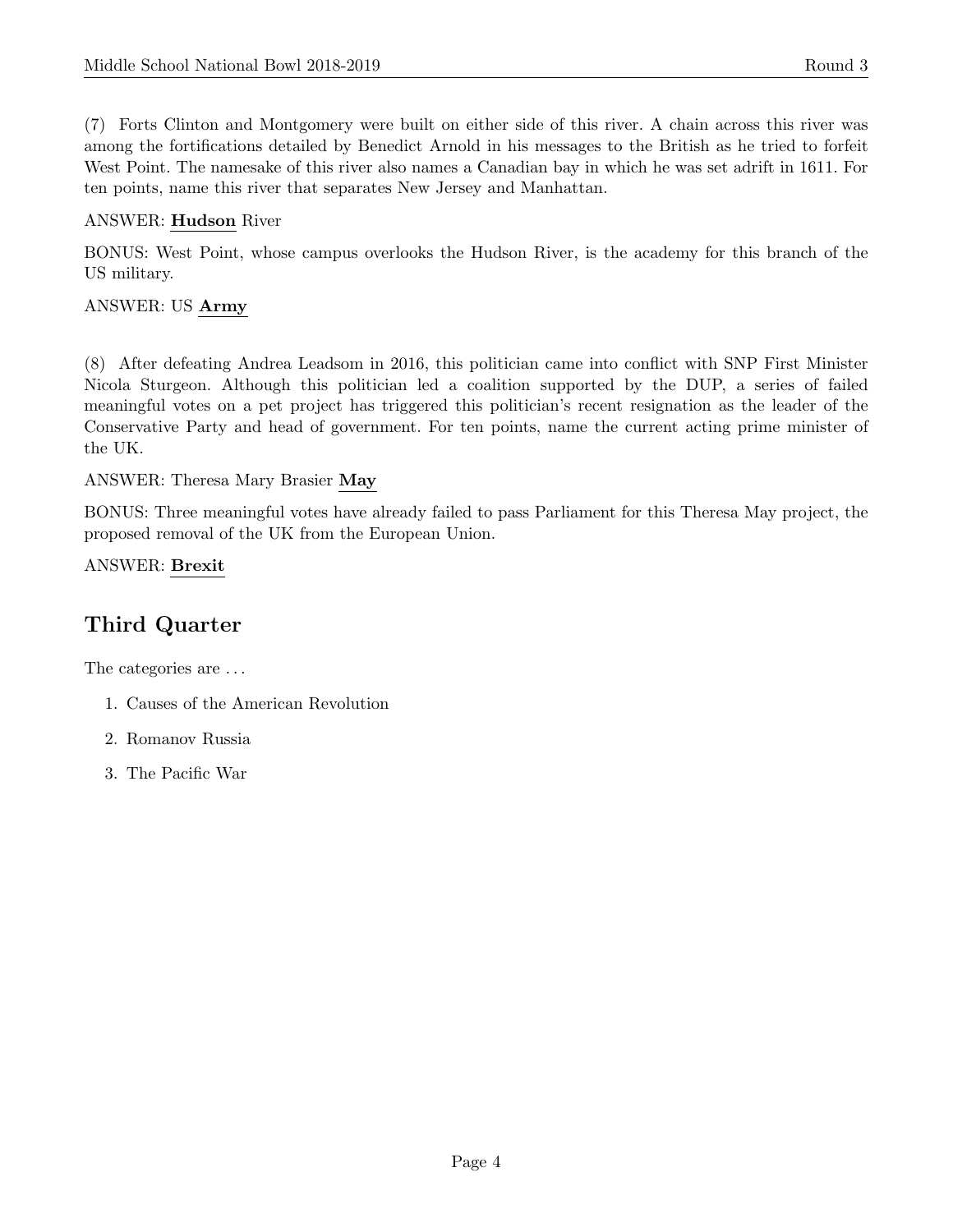(7) Forts Clinton and Montgomery were built on either side of this river. A chain across this river was among the fortifications detailed by Benedict Arnold in his messages to the British as he tried to forfeit West Point. The namesake of this river also names a Canadian bay in which he was set adrift in 1611. For ten points, name this river that separates New Jersey and Manhattan.

ANSWER: **Hudson** River

BONUS: West Point, whose campus overlooks the Hudson River, is the academy for this branch of the US military.

ANSWER: US **Army**

(8) After defeating Andrea Leadsom in 2016, this politician came into conflict with SNP First Minister Nicola Sturgeon. Although this politician led a coalition supported by the DUP, a series of failed meaningful votes on a pet project has triggered this politician's recent resignation as the leader of the Conservative Party and head of government. For ten points, name the current acting prime minister of the UK.

ANSWER: Theresa Mary Brasier **May**

BONUS: Three meaningful votes have already failed to pass Parliament for this Theresa May project, the proposed removal of the UK from the European Union.

ANSWER: **Brexit**

## Third Quarter

The categories are ...

1. Causes of the American Revolution
2. Romanov Russia
3. The Pacific War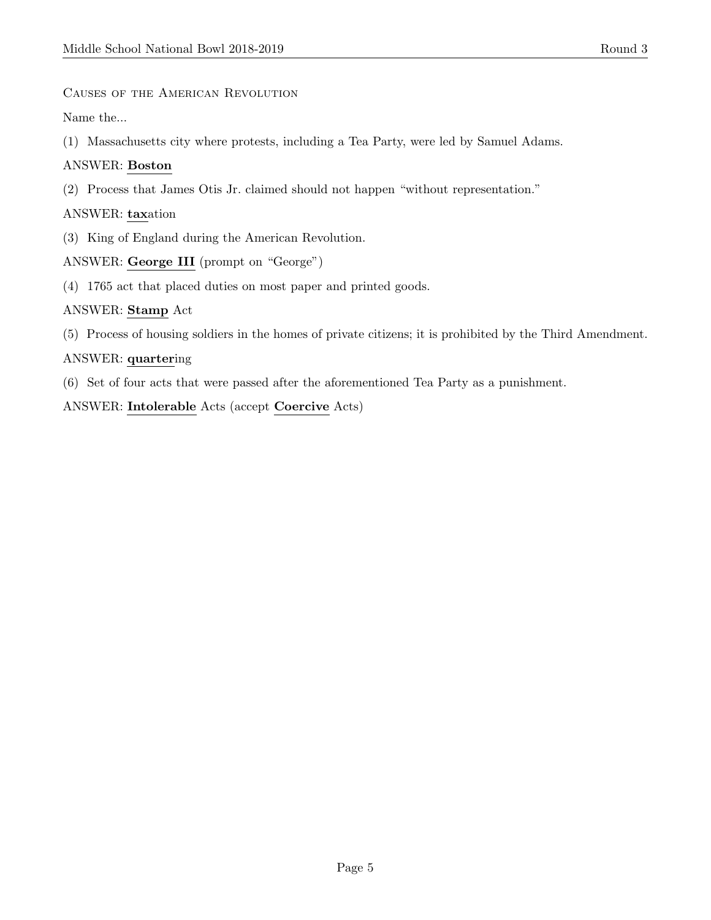Causes of the American Revolution

Name the...

(1) Massachusetts city where protests, including a Tea Party, were led by Samuel Adams.

ANSWER: **Boston**

(2) Process that James Otis Jr. claimed should not happen "without representation."

ANSWER: **tax**ation

(3) King of England during the American Revolution.

ANSWER: **George III** (prompt on "George")

(4) 1765 act that placed duties on most paper and printed goods.

ANSWER: **Stamp** Act

(5) Process of housing soldiers in the homes of private citizens; it is prohibited by the Third Amendment.

ANSWER: **quarter**ing

(6) Set of four acts that were passed after the aforementioned Tea Party as a punishment.

ANSWER: **Intolerable** Acts (accept **Coercive** Acts)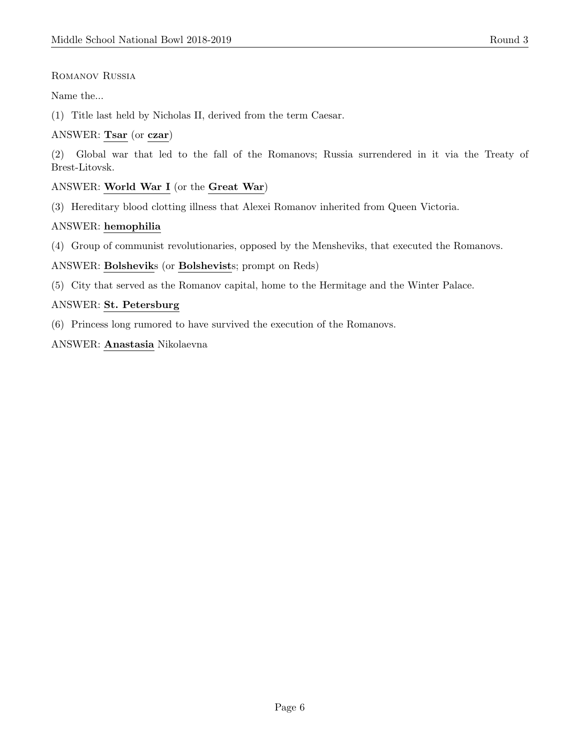Romanov Russia

Name the...

(1) Title last held by Nicholas II, derived from the term Caesar.

ANSWER: **Tsar** (or **czar**)

(2) Global war that led to the fall of the Romanovs; Russia surrendered in it via the Treaty of Brest-Litovsk.

ANSWER: **World War I** (or the **Great War**)

(3) Hereditary blood clotting illness that Alexei Romanov inherited from Queen Victoria.

ANSWER: **hemophilia**

(4) Group of communist revolutionaries, opposed by the Mensheviks, that executed the Romanovs.

ANSWER: **Bolshevik**s (or **Bolshevist**s; prompt on Reds)

(5) City that served as the Romanov capital, home to the Hermitage and the Winter Palace.

ANSWER: **St. Petersburg**

(6) Princess long rumored to have survived the execution of the Romanovs.

ANSWER: **Anastasia** Nikolaevna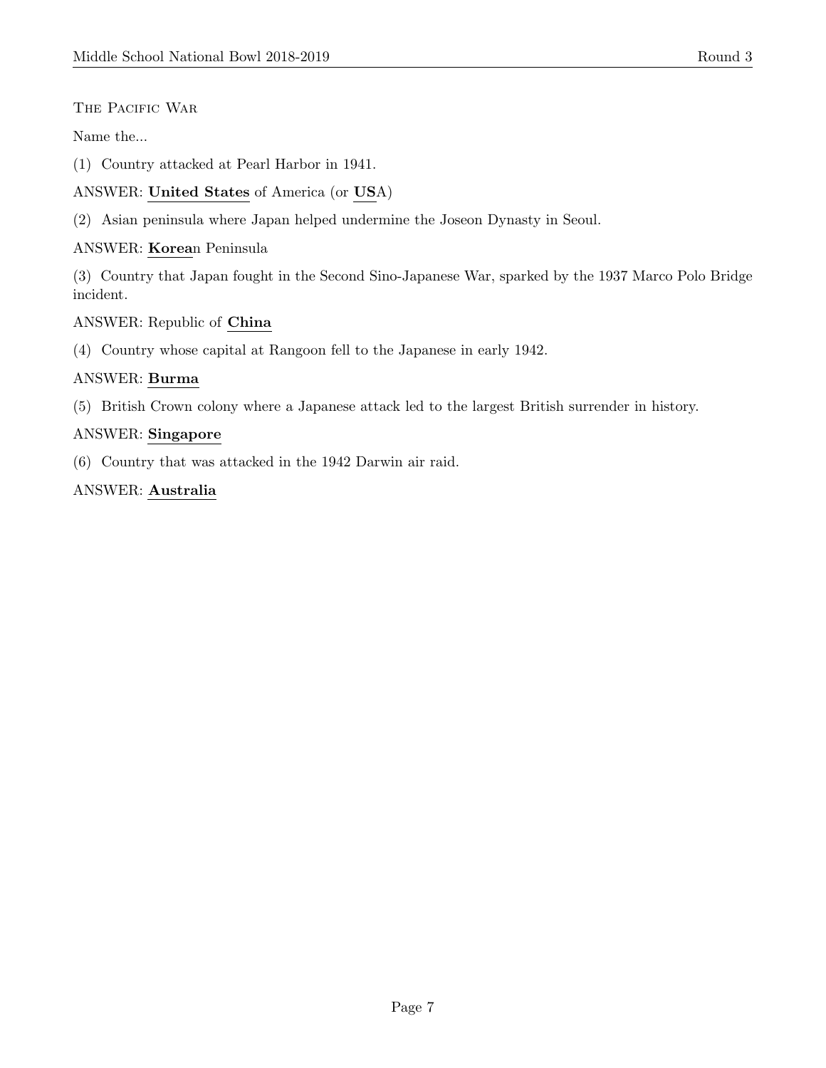The Pacific War

Name the...

(1) Country attacked at Pearl Harbor in 1941.

ANSWER: **United States** of America (or **US**A)

(2) Asian peninsula where Japan helped undermine the Joseon Dynasty in Seoul.

ANSWER: **Korea**n Peninsula

(3) Country that Japan fought in the Second Sino-Japanese War, sparked by the 1937 Marco Polo Bridge incident.

ANSWER: Republic of **China**

(4) Country whose capital at Rangoon fell to the Japanese in early 1942.

ANSWER: **Burma**

(5) British Crown colony where a Japanese attack led to the largest British surrender in history.

ANSWER: **Singapore**

(6) Country that was attacked in the 1942 Darwin air raid.

ANSWER: **Australia**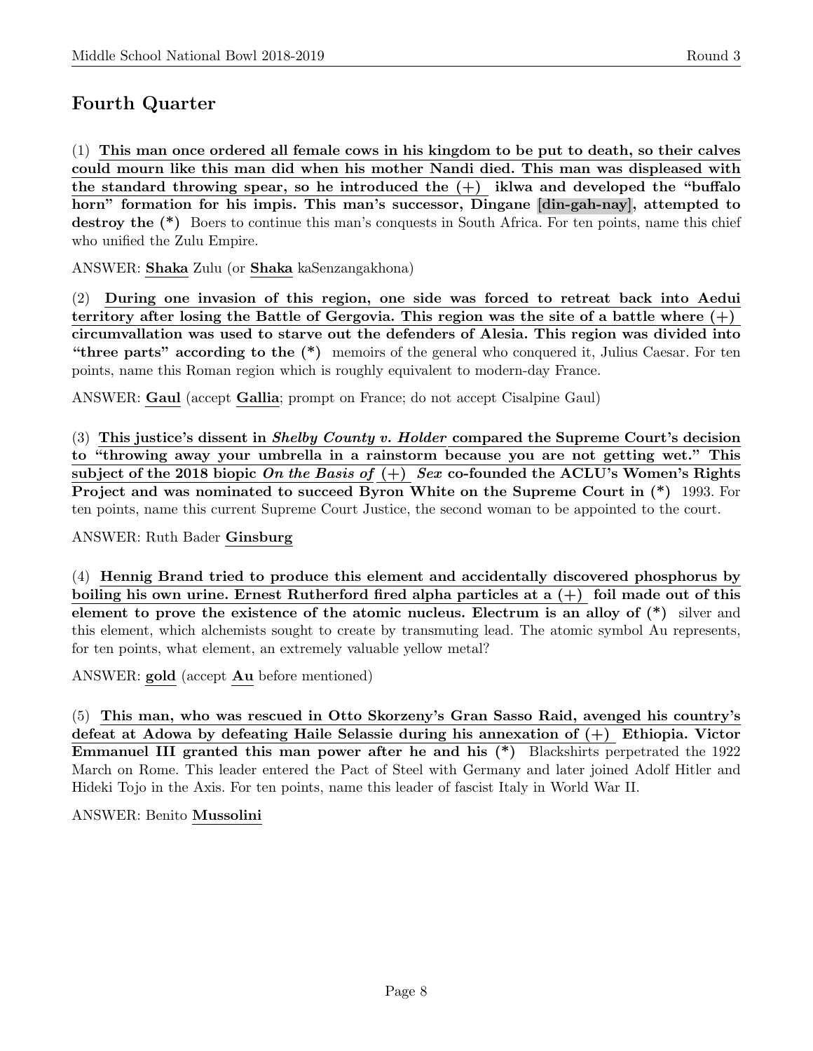## Fourth Quarter

(1) **This man once ordered all female cows in his kingdom to be put to death, so their calves could mourn like this man did when his mother Nandi died. This man was displeased with the standard throwing spear, so he introduced the (+) iklwa and developed the "buffalo horn" formation for his impis. This man's successor, Dingane [din-gah-nay], attempted to destroy the (\*)** Boers to continue this man's conquests in South Africa. For ten points, name this chief who unified the Zulu Empire.

ANSWER: **Shaka** Zulu (or **Shaka** kaSenzangakhona)

(2) **During one invasion of this region, one side was forced to retreat back into Aedui territory after losing the Battle of Gergovia. This region was the site of a battle where (+) circumvallation was used to starve out the defenders of Alesia. This region was divided into "three parts" according to the (\*)** memoirs of the general who conquered it, Julius Caesar. For ten points, name this Roman region which is roughly equivalent to modern-day France.

ANSWER: **Gaul** (accept **Gallia**; prompt on France; do not accept Cisalpine Gaul)

(3) **This justice's dissent in *Shelby County v. Holder* compared the Supreme Court's decision to "throwing away your umbrella in a rainstorm because you are not getting wet." This subject of the 2018 biopic *On the Basis of* (+) *Sex* co-founded the ACLU's Women's Rights Project and was nominated to succeed Byron White on the Supreme Court in (\*)** 1993. For ten points, name this current Supreme Court Justice, the second woman to be appointed to the court.

ANSWER: Ruth Bader **Ginsburg**

(4) **Hennig Brand tried to produce this element and accidentally discovered phosphorus by boiling his own urine. Ernest Rutherford fired alpha particles at a (+) foil made out of this element to prove the existence of the atomic nucleus. Electrum is an alloy of (\*)** silver and this element, which alchemists sought to create by transmuting lead. The atomic symbol Au represents, for ten points, what element, an extremely valuable yellow metal?

ANSWER: **gold** (accept **Au** before mentioned)

(5) **This man, who was rescued in Otto Skorzeny's Gran Sasso Raid, avenged his country's defeat at Adowa by defeating Haile Selassie during his annexation of (+) Ethiopia. Victor Emmanuel III granted this man power after he and his (\*)** Blackshirts perpetrated the 1922 March on Rome. This leader entered the Pact of Steel with Germany and later joined Adolf Hitler and Hideki Tojo in the Axis. For ten points, name this leader of fascist Italy in World War II.

ANSWER: Benito **Mussolini**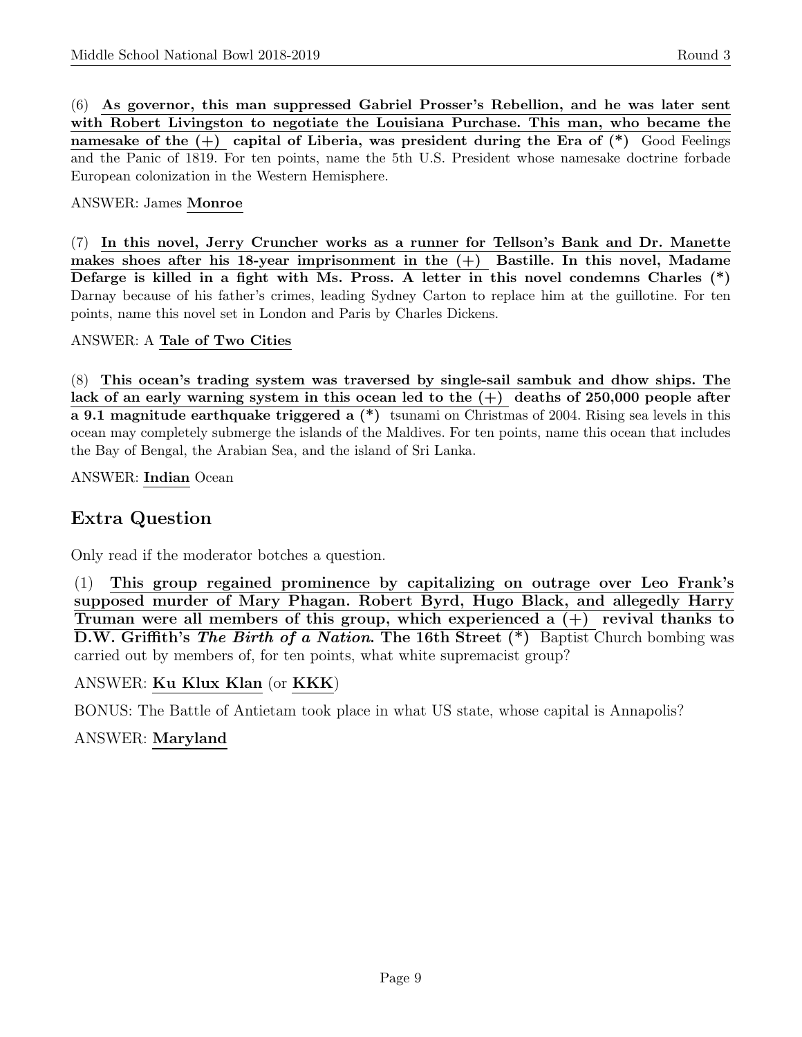(6) **As governor, this man suppressed Gabriel Prosser's Rebellion, and he was later sent with Robert Livingston to negotiate the Louisiana Purchase. This man, who became the namesake of the (+) capital of Liberia, was president during the Era of (*)** Good Feelings and the Panic of 1819. For ten points, name the 5th U.S. President whose namesake doctrine forbade European colonization in the Western Hemisphere.

ANSWER: James **Monroe**

(7) **In this novel, Jerry Cruncher works as a runner for Tellson's Bank and Dr. Manette makes shoes after his 18-year imprisonment in the (+) Bastille. In this novel, Madame Defarge is killed in a fight with Ms. Pross. A letter in this novel condemns Charles (*)** Darnay because of his father's crimes, leading Sydney Carton to replace him at the guillotine. For ten points, name this novel set in London and Paris by Charles Dickens.

ANSWER: A **Tale of Two Cities**

(8) **This ocean's trading system was traversed by single-sail sambuk and dhow ships. The lack of an early warning system in this ocean led to the (+) deaths of 250,000 people after a 9.1 magnitude earthquake triggered a (*)** tsunami on Christmas of 2004. Rising sea levels in this ocean may completely submerge the islands of the Maldives. For ten points, name this ocean that includes the Bay of Bengal, the Arabian Sea, and the island of Sri Lanka.

ANSWER: **Indian** Ocean

## Extra Question

Only read if the moderator botches a question.

(1) **This group regained prominence by capitalizing on outrage over Leo Frank's supposed murder of Mary Phagan. Robert Byrd, Hugo Black, and allegedly Harry Truman were all members of this group, which experienced a (+) revival thanks to D.W. Griffith's *The Birth of a Nation*. The 16th Street (*)** Baptist Church bombing was carried out by members of, for ten points, what white supremacist group?

ANSWER: **Ku Klux Klan** (or **KKK**)

BONUS: The Battle of Antietam took place in what US state, whose capital is Annapolis?

ANSWER: **Maryland**